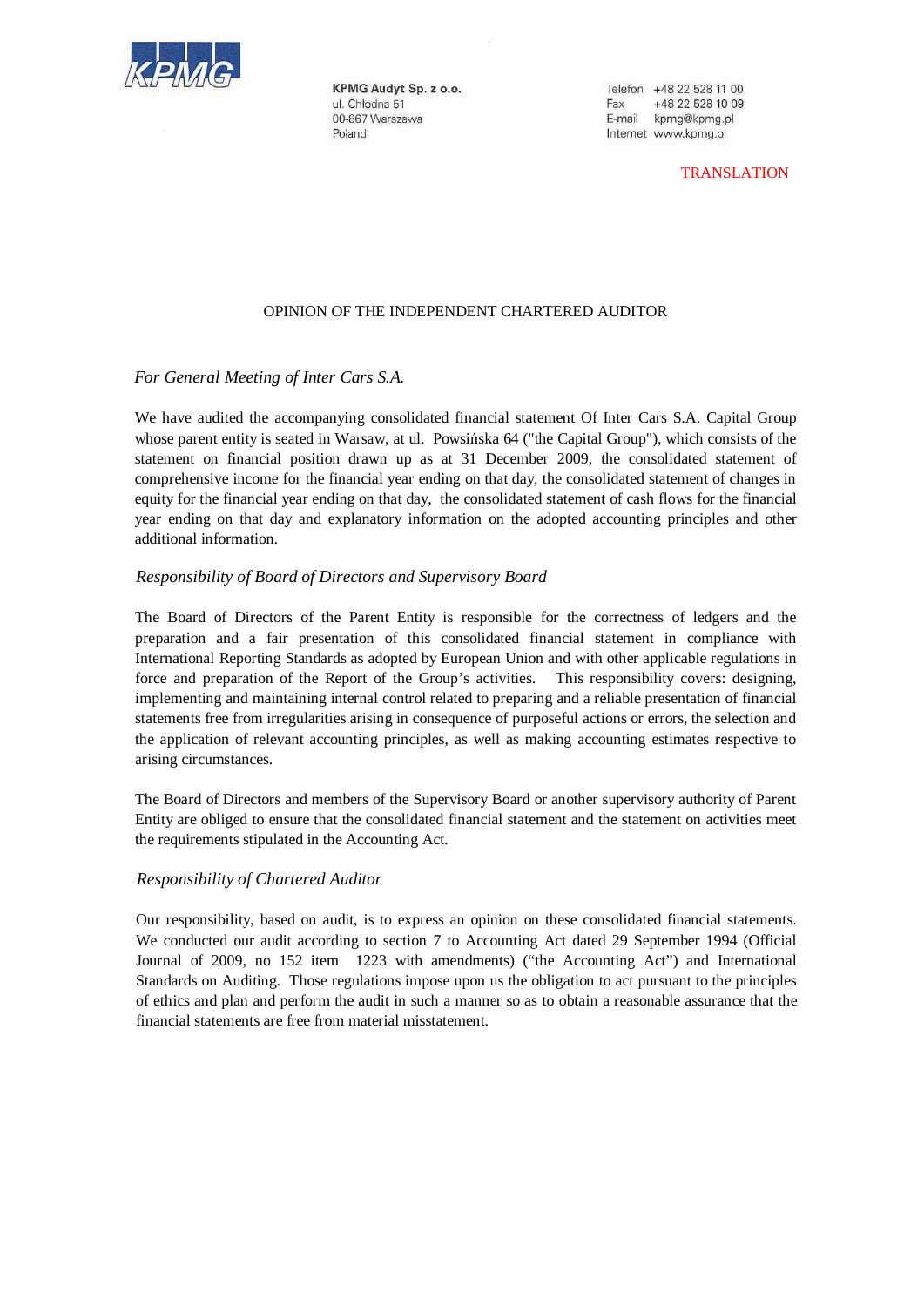KPMG Audyt Sp. z o.o.
ul. Chłodna 51
00-867 Warszawa
Poland

Telefon +48 22 528 11 00
Fax +48 22 528 10 09
E-mail kpmg@kpmg.pl
Internet www.kpmg.pl

TRANSLATION

# OPINION OF THE INDEPENDENT CHARTERED AUDITOR

*For General Meeting of Inter Cars S.A.*

We have audited the accompanying consolidated financial statement Of Inter Cars S.A. Capital Group whose parent entity is seated in Warsaw, at ul. Powsińska 64 ("the Capital Group"), which consists of the statement on financial position drawn up as at 31 December 2009, the consolidated statement of comprehensive income for the financial year ending on that day, the consolidated statement of changes in equity for the financial year ending on that day, the consolidated statement of cash flows for the financial year ending on that day and explanatory information on the adopted accounting principles and other additional information.

## *Responsibility of Board of Directors and Supervisory Board*

The Board of Directors of the Parent Entity is responsible for the correctness of ledgers and the preparation and a fair presentation of this consolidated financial statement in compliance with International Reporting Standards as adopted by European Union and with other applicable regulations in force and preparation of the Report of the Group's activities. This responsibility covers: designing, implementing and maintaining internal control related to preparing and a reliable presentation of financial statements free from irregularities arising in consequence of purposeful actions or errors, the selection and the application of relevant accounting principles, as well as making accounting estimates respective to arising circumstances.

The Board of Directors and members of the Supervisory Board or another supervisory authority of Parent Entity are obliged to ensure that the consolidated financial statement and the statement on activities meet the requirements stipulated in the Accounting Act.

## *Responsibility of Chartered Auditor*

Our responsibility, based on audit, is to express an opinion on these consolidated financial statements. We conducted our audit according to section 7 to Accounting Act dated 29 September 1994 (Official Journal of 2009, no 152 item 1223 with amendments) ("the Accounting Act") and International Standards on Auditing. Those regulations impose upon us the obligation to act pursuant to the principles of ethics and plan and perform the audit in such a manner so as to obtain a reasonable assurance that the financial statements are free from material misstatement.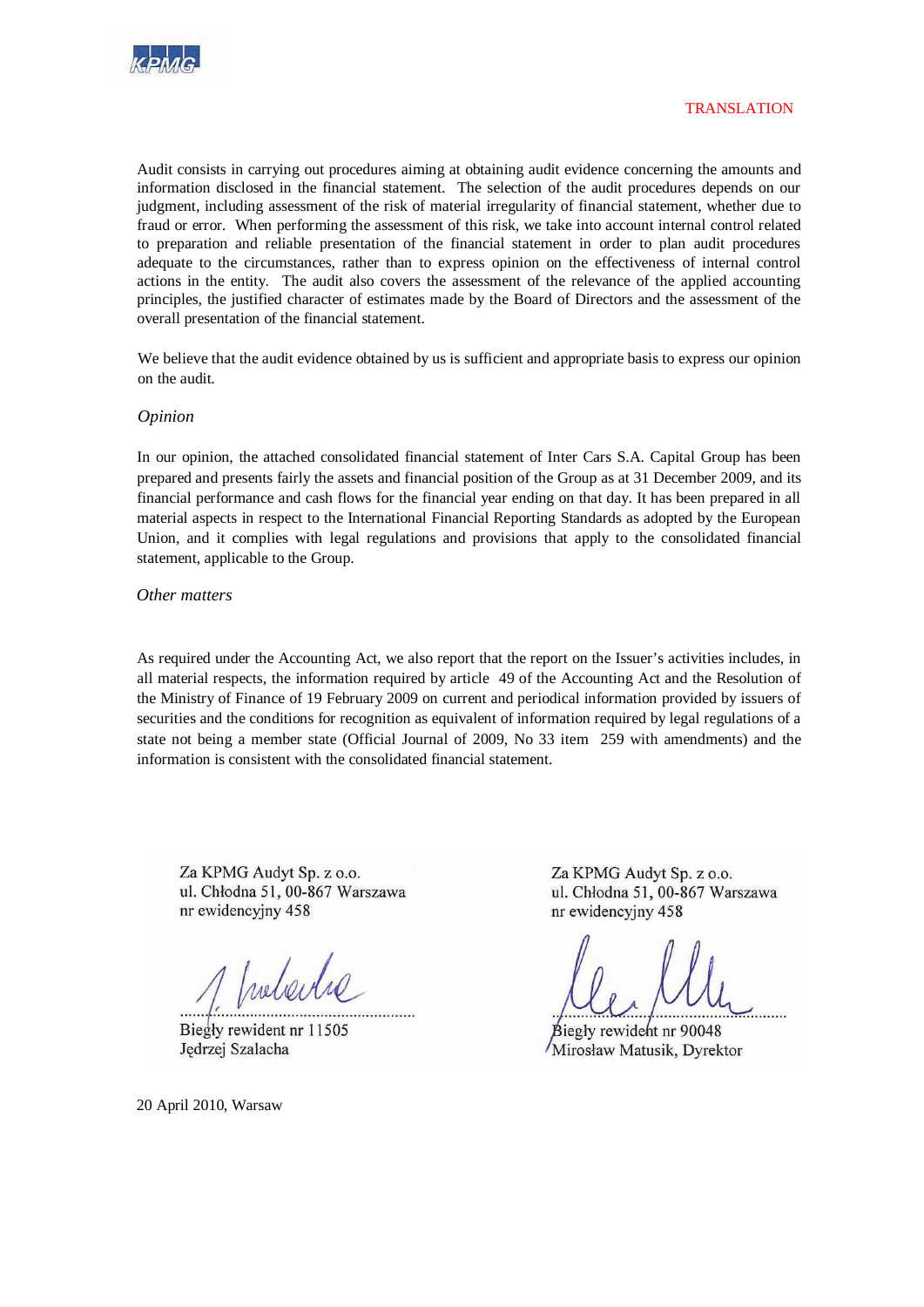TRANSLATION

Audit consists in carrying out procedures aiming at obtaining audit evidence concerning the amounts and information disclosed in the financial statement. The selection of the audit procedures depends on our judgment, including assessment of the risk of material irregularity of financial statement, whether due to fraud or error. When performing the assessment of this risk, we take into account internal control related to preparation and reliable presentation of the financial statement in order to plan audit procedures adequate to the circumstances, rather than to express opinion on the effectiveness of internal control actions in the entity. The audit also covers the assessment of the relevance of the applied accounting principles, the justified character of estimates made by the Board of Directors and the assessment of the overall presentation of the financial statement.

We believe that the audit evidence obtained by us is sufficient and appropriate basis to express our opinion on the audit.

*Opinion*

In our opinion, the attached consolidated financial statement of Inter Cars S.A. Capital Group has been prepared and presents fairly the assets and financial position of the Group as at 31 December 2009, and its financial performance and cash flows for the financial year ending on that day. It has been prepared in all material aspects in respect to the International Financial Reporting Standards as adopted by the European Union, and it complies with legal regulations and provisions that apply to the consolidated financial statement, applicable to the Group.

*Other matters*

As required under the Accounting Act, we also report that the report on the Issuer's activities includes, in all material respects, the information required by article 49 of the Accounting Act and the Resolution of the Ministry of Finance of 19 February 2009 on current and periodical information provided by issuers of securities and the conditions for recognition as equivalent of information required by legal regulations of a state not being a member state (Official Journal of 2009, No 33 item 259 with amendments) and the information is consistent with the consolidated financial statement.

Za KPMG Audyt Sp. z o.o.
ul. Chłodna 51, 00-867 Warszawa
nr ewidencyjny 458

.....................................................
Biegły rewident nr 11505
Jędrzej Szalacha

Za KPMG Audyt Sp. z o.o.
ul. Chłodna 51, 00-867 Warszawa
nr ewidencyjny 458

.....................................................
Biegły rewident nr 90048
Mirosław Matusik, Dyrektor

20 April 2010, Warsaw